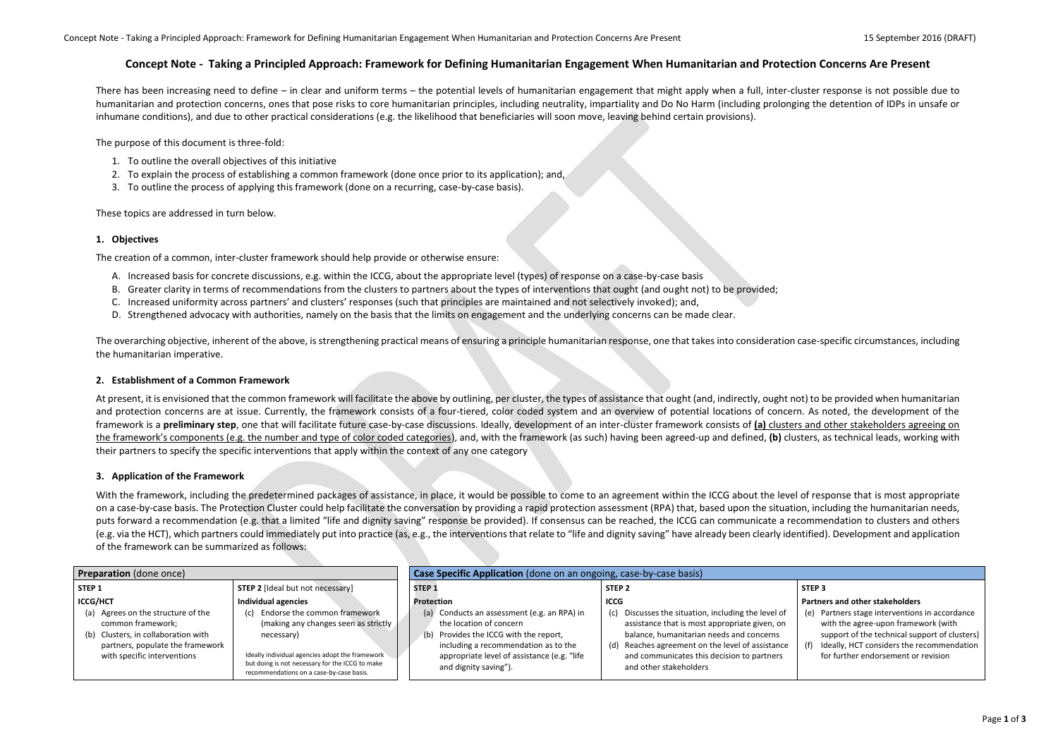# Concept Note - Taking a Principled Approach: Framework for Defining Humanitarian Engagement When Humanitarian and Protection Concerns Are Present

There has been increasing need to define – in clear and uniform terms – the potential levels of humanitarian engagement that might apply when a full, inter-cluster response is not possible due to humanitarian and protection concerns, ones that pose risks to core humanitarian principles, including neutrality, impartiality and Do No Harm (including prolonging the detention of IDPs in unsafe or inhumane conditions), and due to other practical considerations (e.g. the likelihood that beneficiaries will soon move, leaving behind certain provisions).

The purpose of this document is three-fold:

1. To outline the overall objectives of this initiative
2. To explain the process of establishing a common framework (done once prior to its application); and,
3. To outline the process of applying this framework (done on a recurring, case-by-case basis).

These topics are addressed in turn below.

## 1. Objectives

The creation of a common, inter-cluster framework should help provide or otherwise ensure:

A. Increased basis for concrete discussions, e.g. within the ICCG, about the appropriate level (types) of response on a case-by-case basis
B. Greater clarity in terms of recommendations from the clusters to partners about the types of interventions that ought (and ought not) to be provided;
C. Increased uniformity across partners' and clusters' responses (such that principles are maintained and not selectively invoked); and,
D. Strengthened advocacy with authorities, namely on the basis that the limits on engagement and the underlying concerns can be made clear.

The overarching objective, inherent of the above, is strengthening practical means of ensuring a principle humanitarian response, one that takes into consideration case-specific circumstances, including the humanitarian imperative.

## 2. Establishment of a Common Framework

At present, it is envisioned that the common framework will facilitate the above by outlining, per cluster, the types of assistance that ought (and, indirectly, ought not) to be provided when humanitarian and protection concerns are at issue. Currently, the framework consists of a four-tiered, color coded system and an overview of potential locations of concern. As noted, the development of the framework is a **preliminary step**, one that will facilitate future case-by-case discussions. Ideally, development of an inter-cluster framework consists of **(a)** clusters and other stakeholders agreeing on the framework's components (e.g. the number and type of color coded categories), and, with the framework (as such) having been agreed-up and defined, **(b)** clusters, as technical leads, working with their partners to specify the specific interventions that apply within the context of any one category

## 3. Application of the Framework

With the framework, including the predetermined packages of assistance, in place, it would be possible to come to an agreement within the ICCG about the level of response that is most appropriate on a case-by-case basis. The Protection Cluster could help facilitate the conversation by providing a rapid protection assessment (RPA) that, based upon the situation, including the humanitarian needs, puts forward a recommendation (e.g. that a limited "life and dignity saving" response be provided). If consensus can be reached, the ICCG can communicate a recommendation to clusters and others (e.g. via the HCT), which partners could immediately put into practice (as, e.g., the interventions that relate to "life and dignity saving" have already been clearly identified). Development and application of the framework can be summarized as follows:

| **Preparation** (done once) | | **Case Specific Application** (done on an ongoing, case-by-case basis) | | |
|---|---|---|---|---|
| **STEP 1** | **STEP 2** [Ideal but not necessary] | **STEP 1** | **STEP 2** | **STEP 3** |
| **ICCG/HCT** | **Individual agencies** | **Protection** | **ICCG** | **Partners and other stakeholders** |
| (a) Agrees on the structure of the common framework;<br>(b) Clusters, in collaboration with partners, populate the framework with specific interventions | (c) Endorse the common framework (making any changes seen as strictly necessary)<br><br>Ideally individual agencies adopt the framework but doing is not necessary for the ICCG to make recommendations on a case-by-case basis. | (a) Conducts an assessment (e.g. an RPA) in the location of concern<br>(b) Provides the ICCG with the report, including a recommendation as to the appropriate level of assistance (e.g. "life and dignity saving"). | (c) Discusses the situation, including the level of assistance that is most appropriate given, on balance, humanitarian needs and concerns<br>(d) Reaches agreement on the level of assistance and communicates this decision to partners and other stakeholders | (e) Partners stage interventions in accordance with the agree-upon framework (with support of the technical support of clusters)<br>(f) Ideally, HCT considers the recommendation for further endorsement or revision |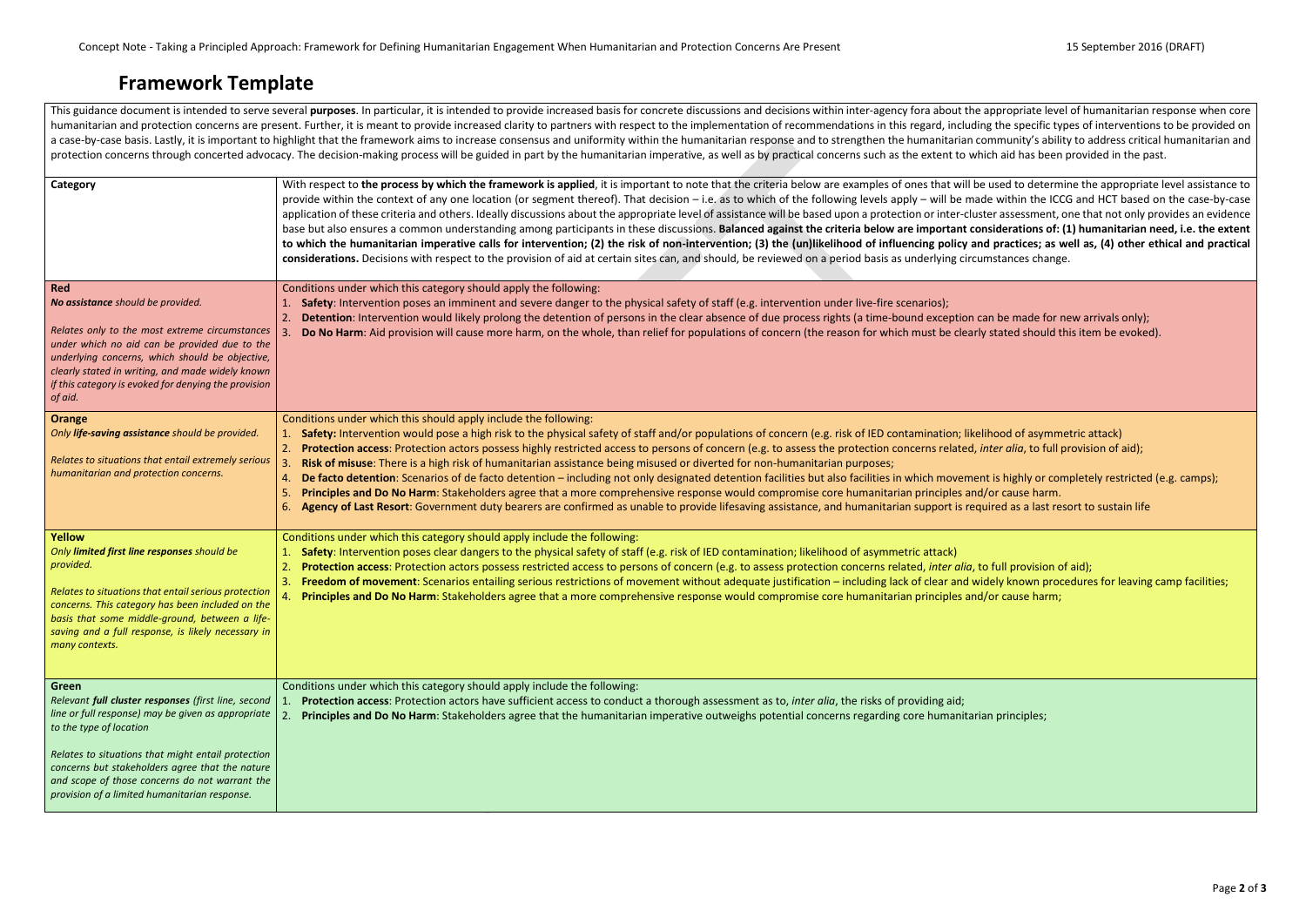# Framework Template

This guidance document is intended to serve several **purposes**. In particular, it is intended to provide increased basis for concrete discussions and decisions within inter-agency fora about the appropriate level of humanitarian response when core humanitarian and protection concerns are present. Further, it is meant to provide increased clarity to partners with respect to the implementation of recommendations in this regard, including the specific types of interventions to be provided on a case-by-case basis. Lastly, it is important to highlight that the framework aims to increase consensus and uniformity within the humanitarian response and to strengthen the humanitarian community's ability to address critical humanitarian and protection concerns through concerted advocacy. The decision-making process will be guided in part by the humanitarian imperative, as well as by practical concerns such as the extent to which aid has been provided in the past.

| Category | With respect to **the process by which the framework is applied**, it is important to note that the criteria below are examples of ones that will be used to determine the appropriate level assistance to provide within the context of any one location (or segment thereof). That decision – i.e. as to which of the following levels apply – will be made within the ICCG and HCT based on the case-by-case application of these criteria and others. Ideally discussions about the appropriate level of assistance will be based upon a protection or inter-cluster assessment, one that not only provides an evidence base but also ensures a common understanding among participants in these discussions. **Balanced against the criteria below are important considerations of: (1) humanitarian need, i.e. the extent to which the humanitarian imperative calls for intervention; (2) the risk of non-intervention; (3) the (un)likelihood of influencing policy and practices; as well as, (4) other ethical and practical considerations.** Decisions with respect to the provision of aid at certain sites can, and should, be reviewed on a period basis as underlying circumstances change. |
|---|---|
| **Red**<br>***No assistance** should be provided.*<br><br>*Relates only to the most extreme circumstances under which no aid can be provided due to the underlying concerns, which should be objective, clearly stated in writing, and made widely known if this category is evoked for denying the provision of aid.* | Conditions under which this category should apply the following:<br>1. **Safety**: Intervention poses an imminent and severe danger to the physical safety of staff (e.g. intervention under live-fire scenarios);<br>2. **Detention**: Intervention would likely prolong the detention of persons in the clear absence of due process rights (a time-bound exception can be made for new arrivals only);<br>3. **Do No Harm**: Aid provision will cause more harm, on the whole, than relief for populations of concern (the reason for which must be clearly stated should this item be evoked). |
| **Orange**<br>*Only **life-saving assistance** should be provided.*<br><br>*Relates to situations that entail extremely serious humanitarian and protection concerns.* | Conditions under which this should apply include the following:<br>1. **Safety:** Intervention would pose a high risk to the physical safety of staff and/or populations of concern (e.g. risk of IED contamination; likelihood of asymmetric attack)<br>2. **Protection access**: Protection actors possess highly restricted access to persons of concern (e.g. to assess the protection concerns related, *inter alia*, to full provision of aid);<br>3. **Risk of misuse**: There is a high risk of humanitarian assistance being misused or diverted for non-humanitarian purposes;<br>4. **De facto detention**: Scenarios of de facto detention – including not only designated detention facilities but also facilities in which movement is highly or completely restricted (e.g. camps);<br>5. **Principles and Do No Harm**: Stakeholders agree that a more comprehensive response would compromise core humanitarian principles and/or cause harm.<br>6. **Agency of Last Resort**: Government duty bearers are confirmed as unable to provide lifesaving assistance, and humanitarian support is required as a last resort to sustain life |
| **Yellow**<br>*Only **limited first line responses** should be provided.*<br><br>*Relates to situations that entail serious protection concerns. This category has been included on the basis that some middle-ground, between a life-saving and a full response, is likely necessary in many contexts.* | Conditions under which this category should apply include the following:<br>1. **Safety**: Intervention poses clear dangers to the physical safety of staff (e.g. risk of IED contamination; likelihood of asymmetric attack)<br>2. **Protection access**: Protection actors possess restricted access to persons of concern (e.g. to assess protection concerns related, *inter alia*, to full provision of aid);<br>3. **Freedom of movement**: Scenarios entailing serious restrictions of movement without adequate justification – including lack of clear and widely known procedures for leaving camp facilities;<br>4. **Principles and Do No Harm**: Stakeholders agree that a more comprehensive response would compromise core humanitarian principles and/or cause harm; |
| **Green**<br>*Relevant **full cluster responses** (first line, second line or full response) may be given as appropriate to the type of location*<br><br>*Relates to situations that might entail protection concerns but stakeholders agree that the nature and scope of those concerns do not warrant the provision of a limited humanitarian response.* | Conditions under which this category should apply include the following:<br>1. **Protection access**: Protection actors have sufficient access to conduct a thorough assessment as to, *inter alia*, the risks of providing aid;<br>2. **Principles and Do No Harm**: Stakeholders agree that the humanitarian imperative outweighs potential concerns regarding core humanitarian principles; |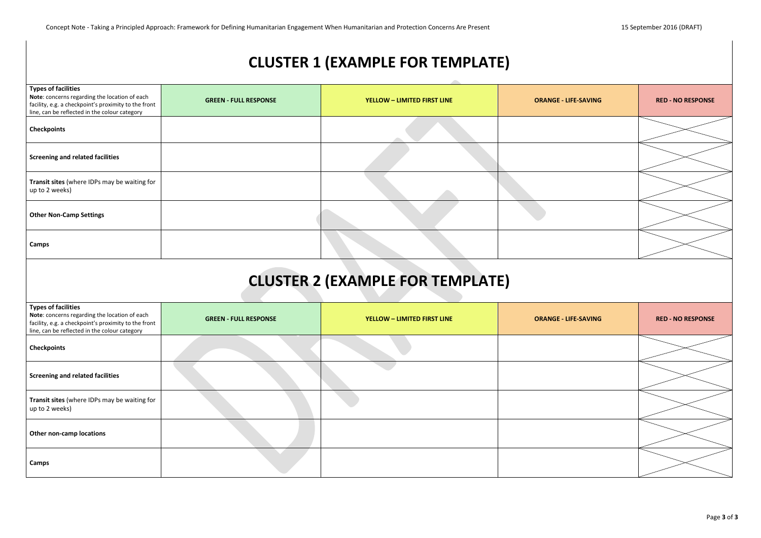# CLUSTER 1 (EXAMPLE FOR TEMPLATE)

| **Types of facilities**<br>**Note**: concerns regarding the location of each facility, e.g. a checkpoint's proximity to the front line, can be reflected in the colour category | **GREEN - FULL RESPONSE** | **YELLOW – LIMITED FIRST LINE** | **ORANGE - LIFE-SAVING** | **RED - NO RESPONSE** |
|---|---|---|---|---|
| **Checkpoints** | | | | |
| **Screening and related facilities** | | | | |
| **Transit sites** (where IDPs may be waiting for up to 2 weeks) | | | | |
| **Other Non-Camp Settings** | | | | |
| **Camps** | | | | |

# CLUSTER 2 (EXAMPLE FOR TEMPLATE)

| **Types of facilities**<br>**Note**: concerns regarding the location of each facility, e.g. a checkpoint's proximity to the front line, can be reflected in the colour category | **GREEN - FULL RESPONSE** | **YELLOW – LIMITED FIRST LINE** | **ORANGE - LIFE-SAVING** | **RED - NO RESPONSE** |
|---|---|---|---|---|
| **Checkpoints** | | | | |
| **Screening and related facilities** | | | | |
| **Transit sites** (where IDPs may be waiting for up to 2 weeks) | | | | |
| **Other non-camp locations** | | | | |
| **Camps** | | | | |